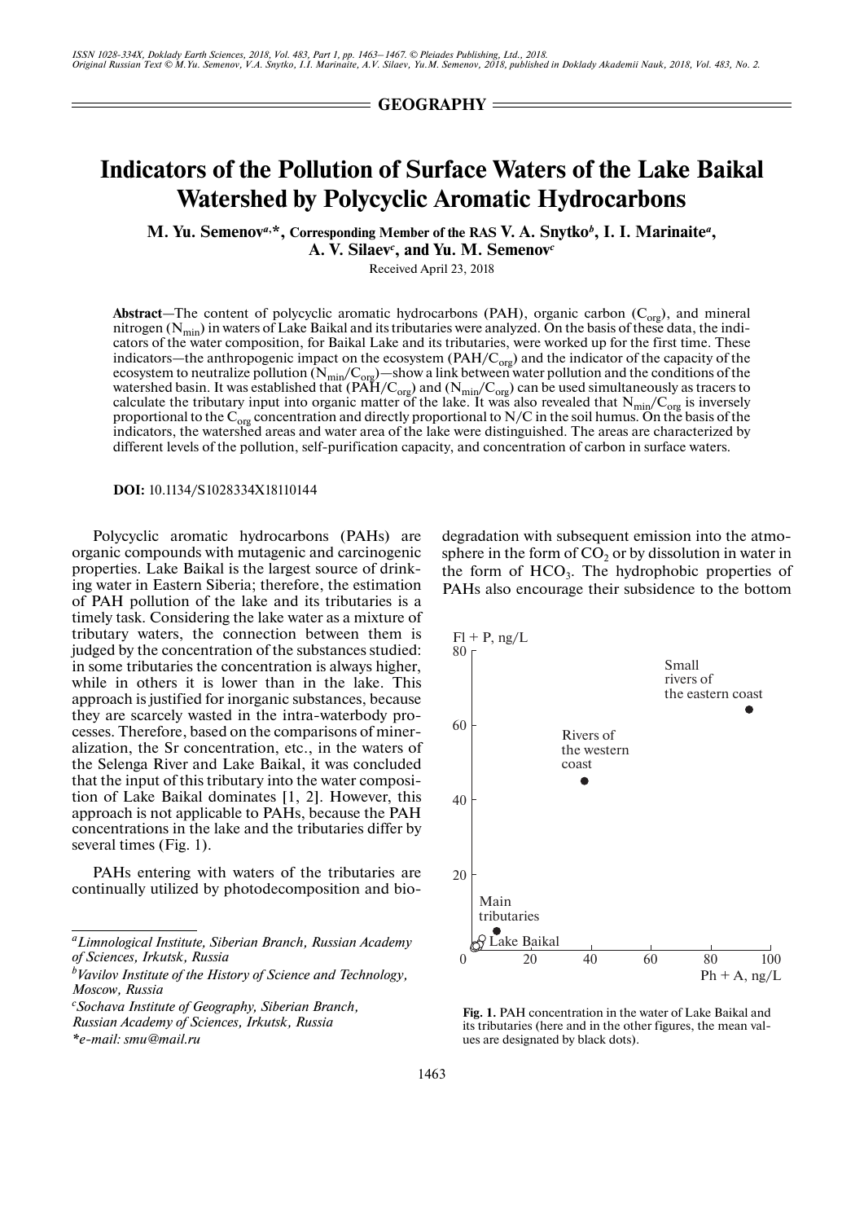GEOGRAPHY

# Indicators of the Pollution of Surface Waters of the Lake Baikal Watershed by Polycyclic Aromatic Hydrocarbons

**M. Yu. Semenov[a,*], Corresponding Member of the RAS V. A. Snytko[b], I. I. Marinaite[a], A. V. Silaev[c], and Yu. M. Semenov[c]**

Received April 23, 2018

**Abstract**—The content of polycyclic aromatic hydrocarbons (PAH), organic carbon ($C_{org}$), and mineral nitrogen ($N_{min}$) in waters of Lake Baikal and its tributaries were analyzed. On the basis of these data, the indicators of the water composition, for Baikal Lake and its tributaries, were worked up for the first time. These indicators—the anthropogenic impact on the ecosystem ($PAH/C_{org}$) and the indicator of the capacity of the ecosystem to neutralize pollution ($N_{min}/C_{org}$)—show a link between water pollution and the conditions of the watershed basin. It was established that ($PAH/C_{org}$) and ($N_{min}/C_{org}$) can be used simultaneously as tracers to calculate the tributary input into organic matter of the lake. It was also revealed that $N_{min}/C_{org}$ is inversely proportional to the $C_{org}$ concentration and directly proportional to N/C in the soil humus. On the basis of the indicators, the watershed areas and water area of the lake were distinguished. The areas are characterized by different levels of the pollution, self-purification capacity, and concentration of carbon in surface waters.

**DOI:** 10.1134/S1028334X18110144

Polycyclic aromatic hydrocarbons (PAHs) are organic compounds with mutagenic and carcinogenic properties. Lake Baikal is the largest source of drinking water in Eastern Siberia; therefore, the estimation of PAH pollution of the lake and its tributaries is a timely task. Considering the lake water as a mixture of tributary waters, the connection between them is judged by the concentration of the substances studied: in some tributaries the concentration is always higher, while in others it is lower than in the lake. This approach is justified for inorganic substances, because they are scarcely wasted in the intra-waterbody processes. Therefore, based on the comparisons of mineralization, the Sr concentration, etc., in the waters of the Selenga River and Lake Baikal, it was concluded that the input of this tributary into the water composition of Lake Baikal dominates [1, 2]. However, this approach is not applicable to PAHs, because the PAH concentrations in the lake and the tributaries differ by several times (Fig. 1).

PAHs entering with waters of the tributaries are continually utilized by photodecomposition and biodegradation with subsequent emission into the atmosphere in the form of $CO_2$ or by dissolution in water in the form of $HCO_3$. The hydrophobic properties of PAHs also encourage their subsidence to the bottom

**Fig. 1.** PAH concentration in the water of Lake Baikal and its tributaries (here and in the other figures, the mean values are designated by black dots).

[a] *Limnological Institute, Siberian Branch, Russian Academy of Sciences, Irkutsk, Russia*

[b] *Vavilov Institute of the History of Science and Technology, Moscow, Russia*

[c] *Sochava Institute of Geography, Siberian Branch, Russian Academy of Sciences, Irkutsk, Russia*

*\*e-mail: smu@mail.ru*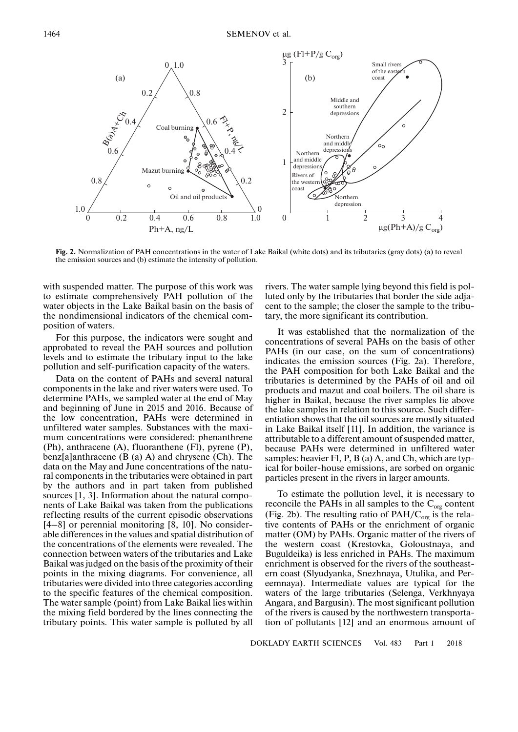(a)

0 1.0

0.2 0.8

0.4 0.6

0.6 0.4

0.8 0.2

1.0 0

0 0.2 0.4 0.6 0.8 1.0

B(a)A+Ch

Fl+P, ng/L

Ph+A, ng/L

Coal burning

Mazut burning

Oil and oil products

(b)

μg (Fl+P/g $C_{org}$)

3

2

1

0

0 1 2 3 4

μg(Ph+A)/g $C_{org}$)

Small rivers of the eastern coast

Middle and southern depressions

Northern and middle depressions

Northern and middle depressions

Rivers of the western coast

Northern depression

**Fig. 2.** Normalization of PAH concentrations in the water of Lake Baikal (white dots) and its tributaries (gray dots) (a) to reveal the emission sources and (b) estimate the intensity of pollution.

with suspended matter. The purpose of this work was to estimate comprehensively PAH pollution of the water objects in the Lake Baikal basin on the basis of the nondimensional indicators of the chemical composition of waters.

For this purpose, the indicators were sought and approbated to reveal the PAH sources and pollution levels and to estimate the tributary input to the lake pollution and self-purification capacity of the waters.

Data on the content of PAHs and several natural components in the lake and river waters were used. To determine PAHs, we sampled water at the end of May and beginning of June in 2015 and 2016. Because of the low concentration, PAHs were determined in unfiltered water samples. Substances with the maximum concentrations were considered: phenanthrene (Ph), anthracene (A), fluoranthene (Fl), pyrene (P), benz[a]anthracene (B (a) A) and chrysene (Ch). The data on the May and June concentrations of the natural components in the tributaries were obtained in part by the authors and in part taken from published sources [1, 3]. Information about the natural components of Lake Baikal was taken from the publications reflecting results of the current episodic observations [4–8] or perennial monitoring [8, 10]. No considerable differences in the values and spatial distribution of the concentrations of the elements were revealed. The connection between waters of the tributaries and Lake Baikal was judged on the basis of the proximity of their points in the mixing diagrams. For convenience, all tributaries were divided into three categories according to the specific features of the chemical composition. The water sample (point) from Lake Baikal lies within the mixing field bordered by the lines connecting the tributary points. This water sample is polluted by all rivers. The water sample lying beyond this field is polluted only by the tributaries that border the side adjacent to the sample; the closer the sample to the tributary, the more significant its contribution.

It was established that the normalization of the concentrations of several PAHs on the basis of other PAHs (in our case, on the sum of concentrations) indicates the emission sources (Fig. 2a). Therefore, the PAH composition for both Lake Baikal and the tributaries is determined by the PAHs of oil and oil products and mazut and coal boilers. The oil share is higher in Baikal, because the river samples lie above the lake samples in relation to this source. Such differentiation shows that the oil sources are mostly situated in Lake Baikal itself [11]. In addition, the variance is attributable to a different amount of suspended matter, because PAHs were determined in unfiltered water samples: heavier Fl, P, B (a) A, and Ch, which are typical for boiler-house emissions, are sorbed on organic particles present in the rivers in larger amounts.

To estimate the pollution level, it is necessary to reconcile the PAHs in all samples to the $C_{org}$ content (Fig. 2b). The resulting ratio of PAH/$C_{org}$ is the relative contents of PAHs or the enrichment of organic matter (OM) by PAHs. Organic matter of the rivers of the western coast (Krestovka, Goloustnaya, and Buguldeika) is less enriched in PAHs. The maximum enrichment is observed for the rivers of the southeastern coast (Slyudyanka, Snezhnaya, Utulika, and Pereemnaya). Intermediate values are typical for the waters of the large tributaries (Selenga, Verkhnyaya Angara, and Bargusin). The most significant pollution of the rivers is caused by the northwestern transportation of pollutants [12] and an enormous amount of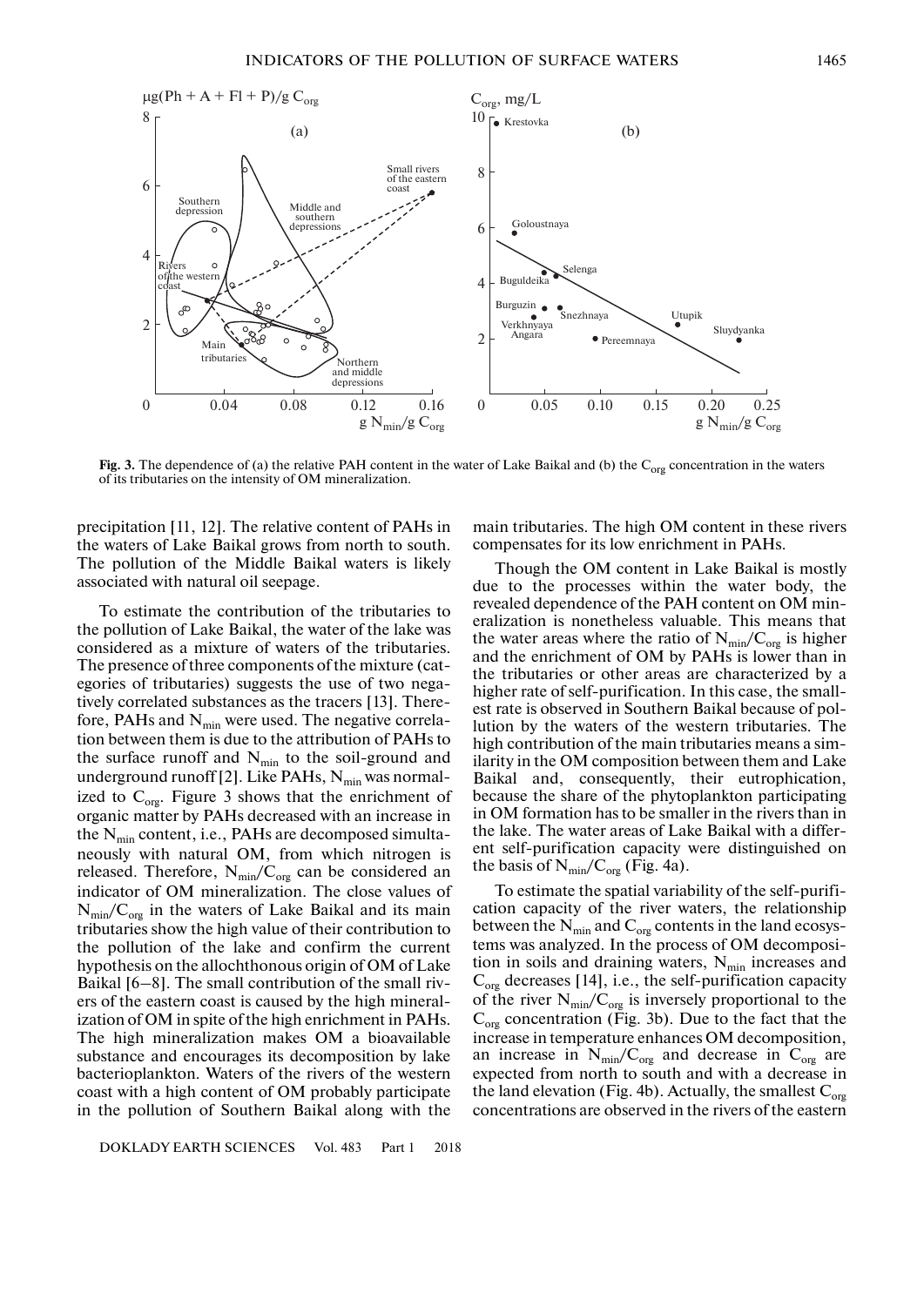**Fig. 3.** The dependence of (a) the relative PAH content in the water of Lake Baikal and (b) the $C_{org}$ concentration in the waters of its tributaries on the intensity of OM mineralization.

precipitation [11, 12]. The relative content of PAHs in the waters of Lake Baikal grows from north to south. The pollution of the Middle Baikal waters is likely associated with natural oil seepage.

To estimate the contribution of the tributaries to the pollution of Lake Baikal, the water of the lake was considered as a mixture of waters of the tributaries. The presence of three components of the mixture (categories of tributaries) suggests the use of two negatively correlated substances as the tracers [13]. Therefore, PAHs and $N_{min}$ were used. The negative correlation between them is due to the attribution of PAHs to the surface runoff and $N_{min}$ to the soil-ground and underground runoff [2]. Like PAHs, $N_{min}$ was normalized to $C_{org}$. Figure 3 shows that the enrichment of organic matter by PAHs decreased with an increase in the $N_{min}$ content, i.e., PAHs are decomposed simultaneously with natural OM, from which nitrogen is released. Therefore, $N_{min}/C_{org}$ can be considered an indicator of OM mineralization. The close values of $N_{min}/C_{org}$ in the waters of Lake Baikal and its main tributaries show the high value of their contribution to the pollution of the lake and confirm the current hypothesis on the allochthonous origin of OM of Lake Baikal [6–8]. The small contribution of the small rivers of the eastern coast is caused by the high mineralization of OM in spite of the high enrichment in PAHs. The high mineralization makes OM a bioavailable substance and encourages its decomposition by lake bacterioplankton. Waters of the rivers of the western coast with a high content of OM probably participate in the pollution of Southern Baikal along with the main tributaries. The high OM content in these rivers compensates for its low enrichment in PAHs.

Though the OM content in Lake Baikal is mostly due to the processes within the water body, the revealed dependence of the PAH content on OM mineralization is nonetheless valuable. This means that the water areas where the ratio of $N_{min}/C_{org}$ is higher and the enrichment of OM by PAHs is lower than in the tributaries or other areas are characterized by a higher rate of self-purification. In this case, the smallest rate is observed in Southern Baikal because of pollution by the waters of the western tributaries. The high contribution of the main tributaries means a similarity in the OM composition between them and Lake Baikal and, consequently, their eutrophication, because the share of the phytoplankton participating in OM formation has to be smaller in the rivers than in the lake. The water areas of Lake Baikal with a different self-purification capacity were distinguished on the basis of $N_{min}/C_{org}$ (Fig. 4a).

To estimate the spatial variability of the self-purification capacity of the river waters, the relationship between the $N_{min}$ and $C_{org}$ contents in the land ecosystems was analyzed. In the process of OM decomposition in soils and draining waters, $N_{min}$ increases and $C_{org}$ decreases [14], i.e., the self-purification capacity of the river $N_{min}/C_{org}$ is inversely proportional to the $C_{org}$ concentration (Fig. 3b). Due to the fact that the increase in temperature enhances OM decomposition, an increase in $N_{min}/C_{org}$ and decrease in $C_{org}$ are expected from north to south and with a decrease in the land elevation (Fig. 4b). Actually, the smallest $C_{org}$ concentrations are observed in the rivers of the eastern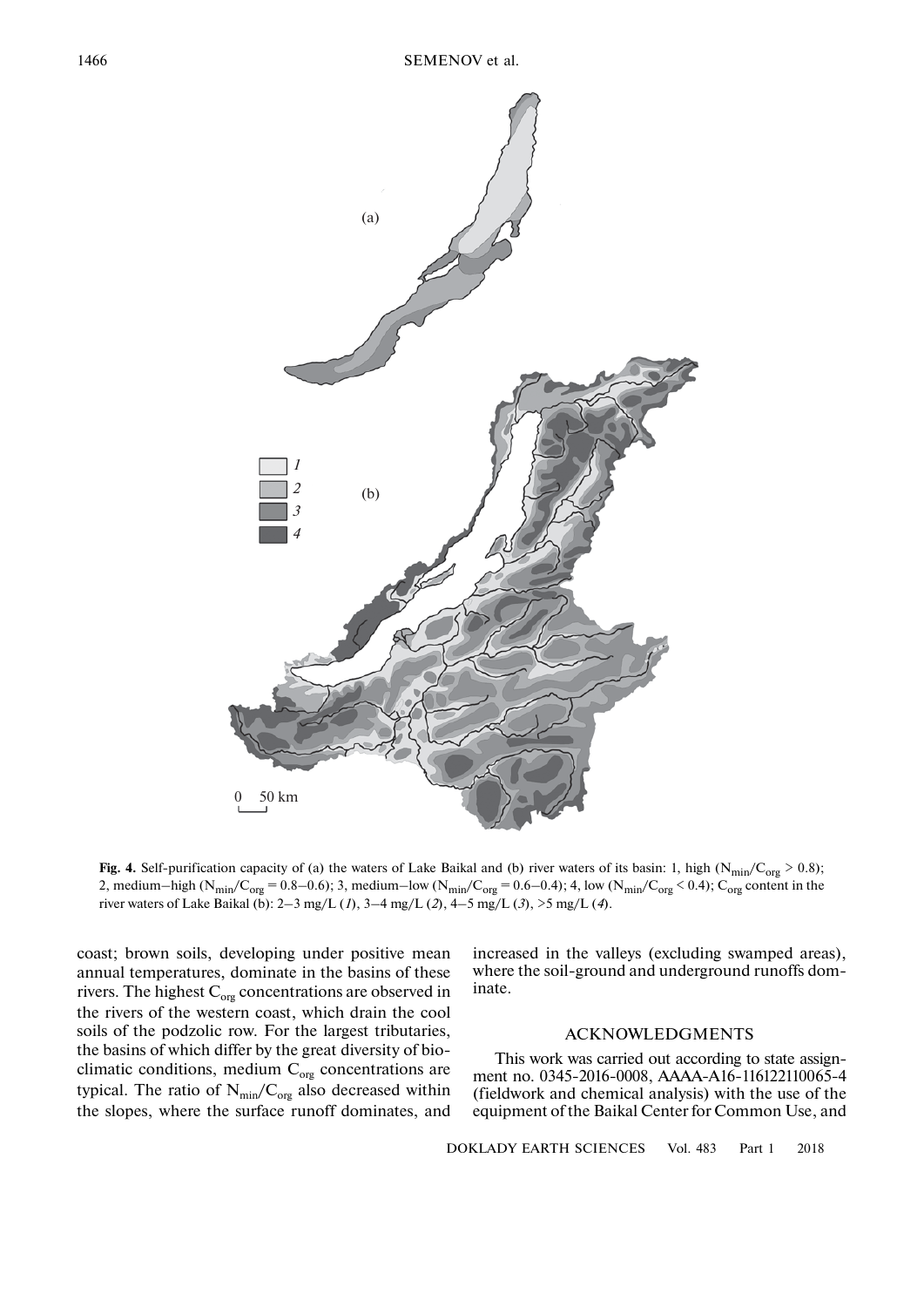**Fig. 4.** Self-purification capacity of (a) the waters of Lake Baikal and (b) river waters of its basin: 1, high ($N_{min}/C_{org} > 0.8$); 2, medium–high ($N_{min}/C_{org} = 0.8–0.6$); 3, medium–low ($N_{min}/C_{org} = 0.6–0.4$); 4, low ($N_{min}/C_{org} < 0.4$); $C_{org}$ content in the river waters of Lake Baikal (b): 2–3 mg/L (*1*), 3–4 mg/L (*2*), 4–5 mg/L (*3*), >5 mg/L (*4*).

coast; brown soils, developing under positive mean annual temperatures, dominate in the basins of these rivers. The highest $C_{org}$ concentrations are observed in the rivers of the western coast, which drain the cool soils of the podzolic row. For the largest tributaries, the basins of which differ by the great diversity of bioclimatic conditions, medium $C_{org}$ concentrations are typical. The ratio of $N_{min}/C_{org}$ also decreased within the slopes, where the surface runoff dominates, and increased in the valleys (excluding swamped areas), where the soil-ground and underground runoffs dominate.

## ACKNOWLEDGMENTS

This work was carried out according to state assignment no. 0345-2016-0008, AAAA-A16-116122110065-4 (fieldwork and chemical analysis) with the use of the equipment of the Baikal Center for Common Use, and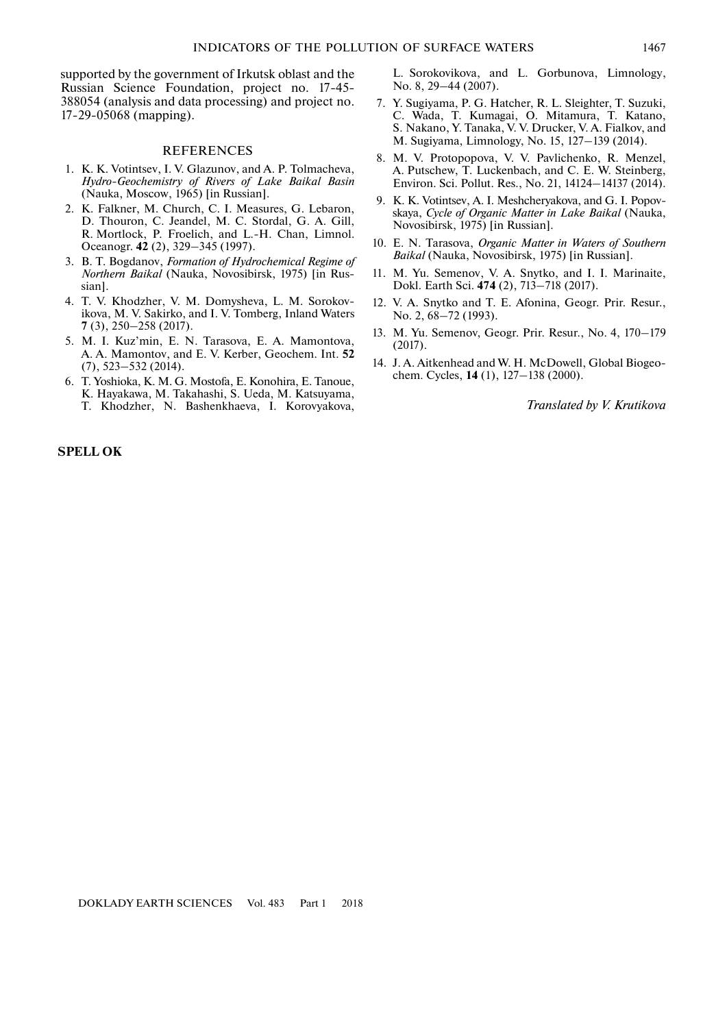supported by the government of Irkutsk oblast and the Russian Science Foundation, project no. 17-45-388054 (analysis and data processing) and project no. 17-29-05068 (mapping).

## REFERENCES

1. K. K. Votintsev, I. V. Glazunov, and A. P. Tolmacheva, *Hydro-Geochemistry of Rivers of Lake Baikal Basin* (Nauka, Moscow, 1965) [in Russian].
2. K. Falkner, M. Church, C. I. Measures, G. Lebaron, D. Thouron, C. Jeandel, M. C. Stordal, G. A. Gill, R. Mortlock, P. Froelich, and L.-H. Chan, Limnol. Oceanogr. **42** (2), 329–345 (1997).
3. B. T. Bogdanov, *Formation of Hydrochemical Regime of Northern Baikal* (Nauka, Novosibirsk, 1975) [in Russian].
4. T. V. Khodzher, V. M. Domysheva, L. M. Sorokovikova, M. V. Sakirko, and I. V. Tomberg, Inland Waters **7** (3), 250–258 (2017).
5. M. I. Kuz'min, E. N. Tarasova, E. A. Mamontova, A. A. Mamontov, and E. V. Kerber, Geochem. Int. **52** (7), 523–532 (2014).
6. T. Yoshioka, K. M. G. Mostofa, E. Konohira, E. Tanoue, K. Hayakawa, M. Takahashi, S. Ueda, M. Katsuyama, T. Khodzher, N. Bashenkhaeva, I. Korovyakova, L. Sorokovikova, and L. Gorbunova, Limnology, No. 8, 29–44 (2007).
7. Y. Sugiyama, P. G. Hatcher, R. L. Sleighter, T. Suzuki, C. Wada, T. Kumagai, O. Mitamura, T. Katano, S. Nakano, Y. Tanaka, V. V. Drucker, V. A. Fialkov, and M. Sugiyama, Limnology, No. 15, 127–139 (2014).
8. M. V. Protopopova, V. V. Pavlichenko, R. Menzel, A. Putschew, T. Luckenbach, and C. E. W. Steinberg, Environ. Sci. Pollut. Res., No. 21, 14124–14137 (2014).
9. K. K. Votintsev, A. I. Meshcheryakova, and G. I. Popovskaya, *Cycle of Organic Matter in Lake Baikal* (Nauka, Novosibirsk, 1975) [in Russian].
10. E. N. Tarasova, *Organic Matter in Waters of Southern Baikal* (Nauka, Novosibirsk, 1975) [in Russian].
11. M. Yu. Semenov, V. A. Snytko, and I. I. Marinaite, Dokl. Earth Sci. **474** (2), 713–718 (2017).
12. V. A. Snytko and T. E. Afonina, Geogr. Prir. Resur., No. 2, 68–72 (1993).
13. M. Yu. Semenov, Geogr. Prir. Resur., No. 4, 170–179 (2017).
14. J. A. Aitkenhead and W. H. McDowell, Global Biogeochem. Cycles, **14** (1), 127–138 (2000).

*Translated by V. Krutikova*

**SPELL OK**